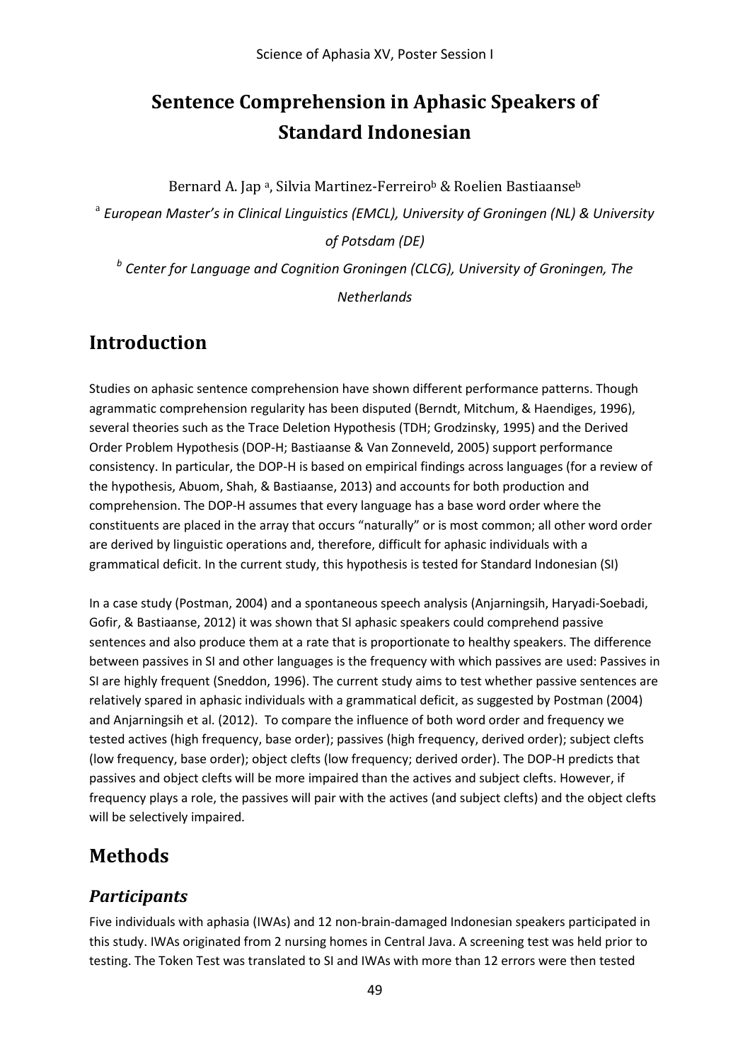# Sentence Comprehension in Aphasic Speakers of Standard Indonesian

Bernard A. Jap [a], Silvia Martinez-Ferreiro[b] & Roelien Bastiaanse[b]

[a] *European Master's in Clinical Linguistics (EMCL), University of Groningen (NL) & University of Potsdam (DE)*

[b] *Center for Language and Cognition Groningen (CLCG), University of Groningen, The Netherlands*

## Introduction

Studies on aphasic sentence comprehension have shown different performance patterns. Though agrammatic comprehension regularity has been disputed (Berndt, Mitchum, & Haendiges, 1996), several theories such as the Trace Deletion Hypothesis (TDH; Grodzinsky, 1995) and the Derived Order Problem Hypothesis (DOP-H; Bastiaanse & Van Zonneveld, 2005) support performance consistency. In particular, the DOP-H is based on empirical findings across languages (for a review of the hypothesis, Abuom, Shah, & Bastiaanse, 2013) and accounts for both production and comprehension. The DOP-H assumes that every language has a base word order where the constituents are placed in the array that occurs "naturally" or is most common; all other word order are derived by linguistic operations and, therefore, difficult for aphasic individuals with a grammatical deficit. In the current study, this hypothesis is tested for Standard Indonesian (SI)

In a case study (Postman, 2004) and a spontaneous speech analysis (Anjarningsih, Haryadi-Soebadi, Gofir, & Bastiaanse, 2012) it was shown that SI aphasic speakers could comprehend passive sentences and also produce them at a rate that is proportionate to healthy speakers. The difference between passives in SI and other languages is the frequency with which passives are used: Passives in SI are highly frequent (Sneddon, 1996). The current study aims to test whether passive sentences are relatively spared in aphasic individuals with a grammatical deficit, as suggested by Postman (2004) and Anjarningsih et al. (2012). To compare the influence of both word order and frequency we tested actives (high frequency, base order); passives (high frequency, derived order); subject clefts (low frequency, base order); object clefts (low frequency; derived order). The DOP-H predicts that passives and object clefts will be more impaired than the actives and subject clefts. However, if frequency plays a role, the passives will pair with the actives (and subject clefts) and the object clefts will be selectively impaired.

## Methods

### *Participants*

Five individuals with aphasia (IWAs) and 12 non-brain-damaged Indonesian speakers participated in this study. IWAs originated from 2 nursing homes in Central Java. A screening test was held prior to testing. The Token Test was translated to SI and IWAs with more than 12 errors were then tested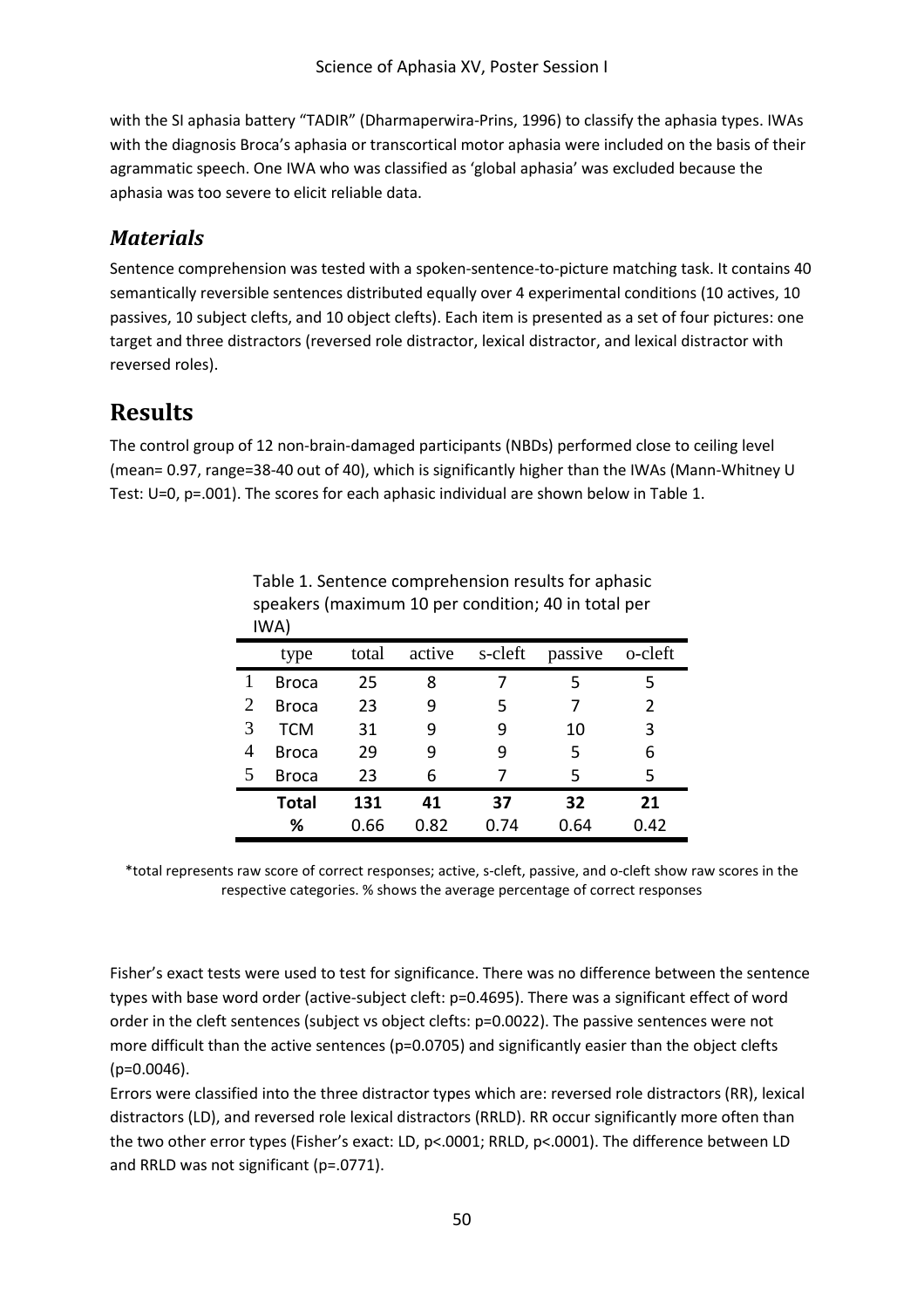with the SI aphasia battery "TADIR" (Dharmaperwira-Prins, 1996) to classify the aphasia types. IWAs with the diagnosis Broca's aphasia or transcortical motor aphasia were included on the basis of their agrammatic speech. One IWA who was classified as 'global aphasia' was excluded because the aphasia was too severe to elicit reliable data.

## *Materials*

Sentence comprehension was tested with a spoken-sentence-to-picture matching task. It contains 40 semantically reversible sentences distributed equally over 4 experimental conditions (10 actives, 10 passives, 10 subject clefts, and 10 object clefts). Each item is presented as a set of four pictures: one target and three distractors (reversed role distractor, lexical distractor, and lexical distractor with reversed roles).

# Results

The control group of 12 non-brain-damaged participants (NBDs) performed close to ceiling level (mean= 0.97, range=38-40 out of 40), which is significantly higher than the IWAs (Mann-Whitney U Test: U=0, p=.001). The scores for each aphasic individual are shown below in Table 1.

Table 1. Sentence comprehension results for aphasic speakers (maximum 10 per condition; 40 in total per IWA)

| | type | total | active | s-cleft | passive | o-cleft |
|---|---|---|---|---|---|---|
| 1 | Broca | 25 | 8 | 7 | 5 | 5 |
| 2 | Broca | 23 | 9 | 5 | 7 | 2 |
| 3 | TCM | 31 | 9 | 9 | 10 | 3 |
| 4 | Broca | 29 | 9 | 9 | 5 | 6 |
| 5 | Broca | 23 | 6 | 7 | 5 | 5 |
| | **Total** | **131** | **41** | **37** | **32** | **21** |
| | **%** | 0.66 | 0.82 | 0.74 | 0.64 | 0.42 |

*total represents raw score of correct responses; active, s-cleft, passive, and o-cleft show raw scores in the respective categories. % shows the average percentage of correct responses

Fisher's exact tests were used to test for significance. There was no difference between the sentence types with base word order (active-subject cleft: p=0.4695). There was a significant effect of word order in the cleft sentences (subject vs object clefts: p=0.0022). The passive sentences were not more difficult than the active sentences (p=0.0705) and significantly easier than the object clefts (p=0.0046).

Errors were classified into the three distractor types which are: reversed role distractors (RR), lexical distractors (LD), and reversed role lexical distractors (RRLD). RR occur significantly more often than the two other error types (Fisher's exact: LD, p<.0001; RRLD, p<.0001). The difference between LD and RRLD was not significant (p=.0771).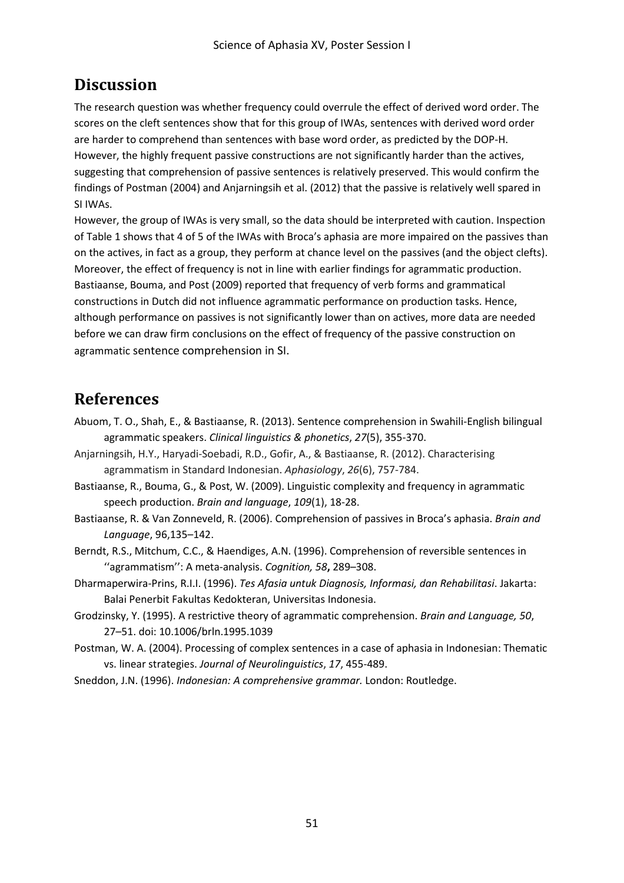## Discussion

The research question was whether frequency could overrule the effect of derived word order. The scores on the cleft sentences show that for this group of IWAs, sentences with derived word order are harder to comprehend than sentences with base word order, as predicted by the DOP-H. However, the highly frequent passive constructions are not significantly harder than the actives, suggesting that comprehension of passive sentences is relatively preserved. This would confirm the findings of Postman (2004) and Anjarningsih et al. (2012) that the passive is relatively well spared in SI IWAs.

However, the group of IWAs is very small, so the data should be interpreted with caution. Inspection of Table 1 shows that 4 of 5 of the IWAs with Broca's aphasia are more impaired on the passives than on the actives, in fact as a group, they perform at chance level on the passives (and the object clefts). Moreover, the effect of frequency is not in line with earlier findings for agrammatic production. Bastiaanse, Bouma, and Post (2009) reported that frequency of verb forms and grammatical constructions in Dutch did not influence agrammatic performance on production tasks. Hence, although performance on passives is not significantly lower than on actives, more data are needed before we can draw firm conclusions on the effect of frequency of the passive construction on agrammatic sentence comprehension in SI.

## References

Abuom, T. O., Shah, E., & Bastiaanse, R. (2013). Sentence comprehension in Swahili-English bilingual agrammatic speakers. *Clinical linguistics & phonetics*, *27*(5), 355-370.

Anjarningsih, H.Y., Haryadi-Soebadi, R.D., Gofir, A., & Bastiaanse, R. (2012). Characterising agrammatism in Standard Indonesian. *Aphasiology*, *26*(6), 757-784.

Bastiaanse, R., Bouma, G., & Post, W. (2009). Linguistic complexity and frequency in agrammatic speech production. *Brain and language*, *109*(1), 18-28.

Bastiaanse, R. & Van Zonneveld, R. (2006). Comprehension of passives in Broca's aphasia. *Brain and Language*, 96,135–142.

Berndt, R.S., Mitchum, C.C., & Haendiges, A.N. (1996). Comprehension of reversible sentences in ''agrammatism'': A meta-analysis. *Cognition, 58***,** 289–308.

Dharmaperwira-Prins, R.I.I. (1996). *Tes Afasia untuk Diagnosis, Informasi, dan Rehabilitasi*. Jakarta: Balai Penerbit Fakultas Kedokteran, Universitas Indonesia.

Grodzinsky, Y. (1995). A restrictive theory of agrammatic comprehension. *Brain and Language, 50*, 27–51. doi: 10.1006/brln.1995.1039

Postman, W. A. (2004). Processing of complex sentences in a case of aphasia in Indonesian: Thematic vs. linear strategies. *Journal of Neurolinguistics*, *17*, 455-489.

Sneddon, J.N. (1996). *Indonesian: A comprehensive grammar.* London: Routledge.